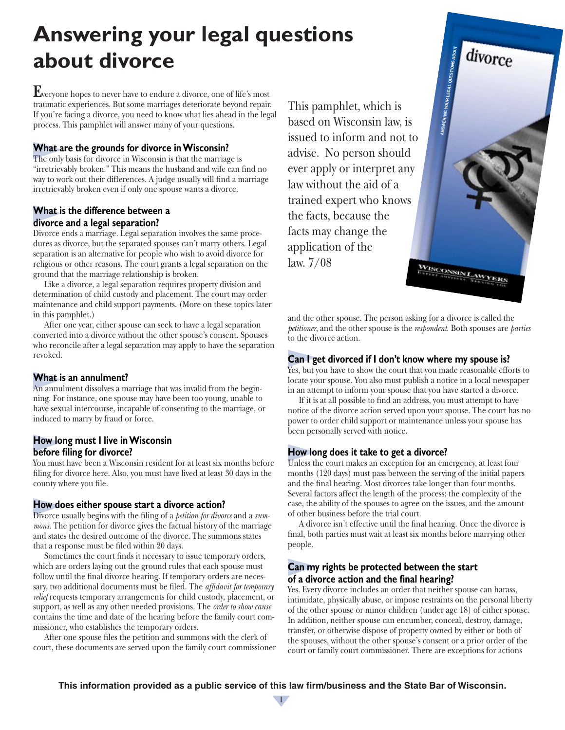# Answering your legal questions about divorce

Everyone hopes to never have to endure a divorce, one of life's most traumatic experiences. But some marriages deteriorate beyond repair. If you're facing a divorce, you need to know what lies ahead in the legal process. This pamphlet will answer many of your questions.

This pamphlet, which is based on Wisconsin law, is issued to inform and not to advise. No person should ever apply or interpret any law without the aid of a trained expert who knows the facts, because the facts may change the application of the law. 7/08

## What are the grounds for divorce in Wisconsin?

The only basis for divorce in Wisconsin is that the marriage is "irretrievably broken." This means the husband and wife can find no way to work out their differences. A judge usually will find a marriage irretrievably broken even if only one spouse wants a divorce.

## What is the difference between a divorce and a legal separation?

Divorce ends a marriage. Legal separation involves the same procedures as divorce, but the separated spouses can't marry others. Legal separation is an alternative for people who wish to avoid divorce for religious or other reasons. The court grants a legal separation on the ground that the marriage relationship is broken.

Like a divorce, a legal separation requires property division and determination of child custody and placement. The court may order maintenance and child support payments. (More on these topics later in this pamphlet.)

After one year, either spouse can seek to have a legal separation converted into a divorce without the other spouse's consent. Spouses who reconcile after a legal separation may apply to have the separation revoked.

## What is an annulment?

An annulment dissolves a marriage that was invalid from the beginning. For instance, one spouse may have been too young, unable to have sexual intercourse, incapable of consenting to the marriage, or induced to marry by fraud or force.

## How long must I live in Wisconsin before filing for divorce?

You must have been a Wisconsin resident for at least six months before filing for divorce here. Also, you must have lived at least 30 days in the county where you file.

## How does either spouse start a divorce action?

Divorce usually begins with the filing of a *petition for divorce* and a *summons*. The petition for divorce gives the factual history of the marriage and states the desired outcome of the divorce. The summons states that a response must be filed within 20 days.

Sometimes the court finds it necessary to issue temporary orders, which are orders laying out the ground rules that each spouse must follow until the final divorce hearing. If temporary orders are necessary, two additional documents must be filed. The *affidavit for temporary relief* requests temporary arrangements for child custody, placement, or support, as well as any other needed provisions. The *order to show cause* contains the time and date of the hearing before the family court commissioner, who establishes the temporary orders.

After one spouse files the petition and summons with the clerk of court, these documents are served upon the family court commissioner and the other spouse. The person asking for a divorce is called the *petitioner*, and the other spouse is the *respondent*. Both spouses are *parties* to the divorce action.

## Can I get divorced if I don't know where my spouse is?

Yes, but you have to show the court that you made reasonable efforts to locate your spouse. You also must publish a notice in a local newspaper in an attempt to inform your spouse that you have started a divorce.

If it is at all possible to find an address, you must attempt to have notice of the divorce action served upon your spouse. The court has no power to order child support or maintenance unless your spouse has been personally served with notice.

## How long does it take to get a divorce?

Unless the court makes an exception for an emergency, at least four months (120 days) must pass between the serving of the initial papers and the final hearing. Most divorces take longer than four months. Several factors affect the length of the process: the complexity of the case, the ability of the spouses to agree on the issues, and the amount of other business before the trial court.

A divorce isn't effective until the final hearing. Once the divorce is final, both parties must wait at least six months before marrying other people.

## Can my rights be protected between the start of a divorce action and the final hearing?

Yes. Every divorce includes an order that neither spouse can harass, intimidate, physically abuse, or impose restraints on the personal liberty of the other spouse or minor children (under age 18) of either spouse. In addition, neither spouse can encumber, conceal, destroy, damage, transfer, or otherwise dispose of property owned by either or both of the spouses, without the other spouse's consent or a prior order of the court or family court commissioner. There are exceptions for actions

**This information provided as a public service of this law firm/business and the State Bar of Wisconsin.**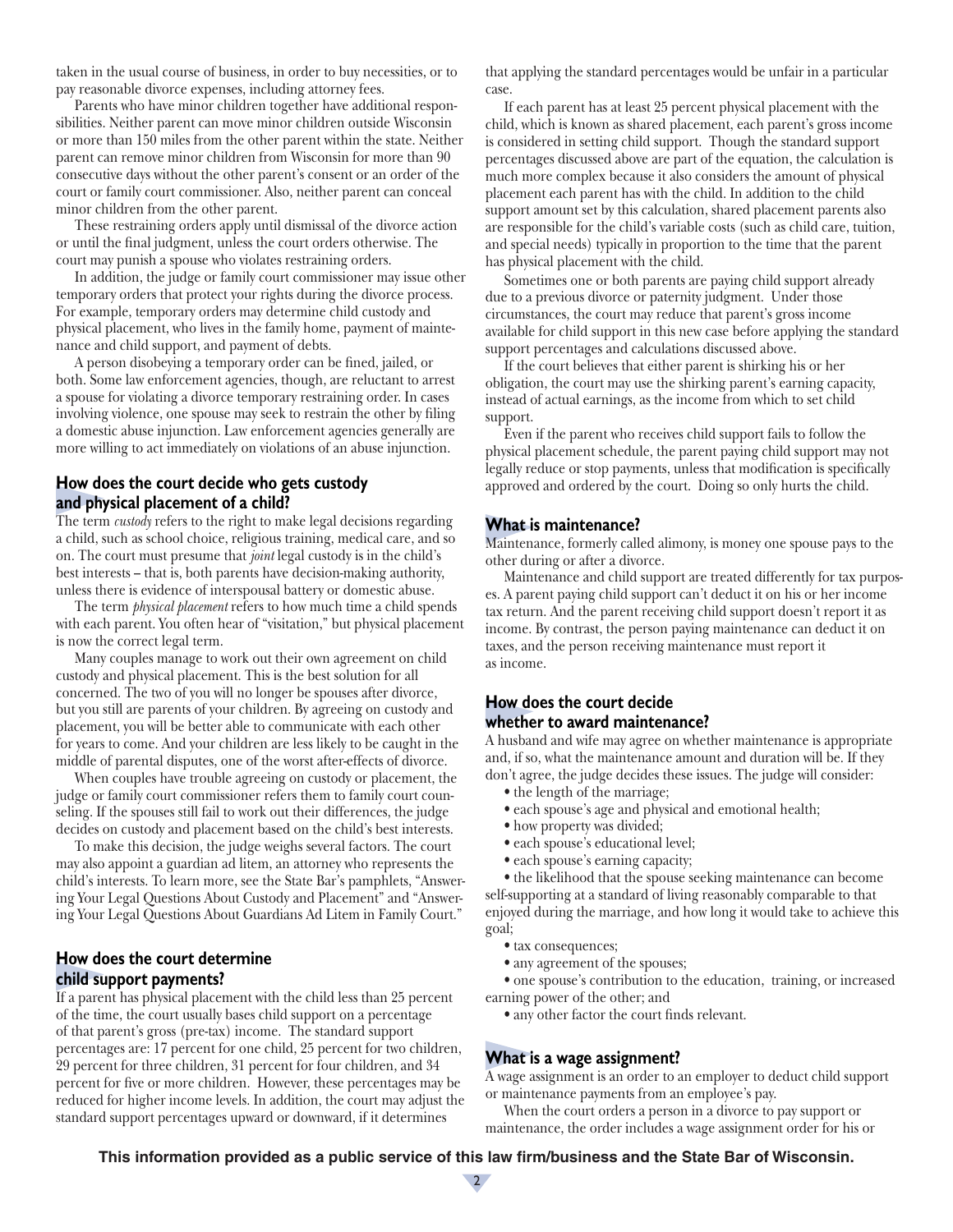taken in the usual course of business, in order to buy necessities, or to pay reasonable divorce expenses, including attorney fees.

Parents who have minor children together have additional responsibilities. Neither parent can move minor children outside Wisconsin or more than 150 miles from the other parent within the state. Neither parent can remove minor children from Wisconsin for more than 90 consecutive days without the other parent's consent or an order of the court or family court commissioner. Also, neither parent can conceal minor children from the other parent.

These restraining orders apply until dismissal of the divorce action or until the final judgment, unless the court orders otherwise. The court may punish a spouse who violates restraining orders.

In addition, the judge or family court commissioner may issue other temporary orders that protect your rights during the divorce process. For example, temporary orders may determine child custody and physical placement, who lives in the family home, payment of maintenance and child support, and payment of debts.

A person disobeying a temporary order can be fined, jailed, or both. Some law enforcement agencies, though, are reluctant to arrest a spouse for violating a divorce temporary restraining order. In cases involving violence, one spouse may seek to restrain the other by filing a domestic abuse injunction. Law enforcement agencies generally are more willing to act immediately on violations of an abuse injunction.

## How does the court decide who gets custody and physical placement of a child?

The term *custody* refers to the right to make legal decisions regarding a child, such as school choice, religious training, medical care, and so on. The court must presume that *joint* legal custody is in the child's best interests – that is, both parents have decision-making authority, unless there is evidence of interspousal battery or domestic abuse.

The term *physical placement* refers to how much time a child spends with each parent. You often hear of "visitation," but physical placement is now the correct legal term.

Many couples manage to work out their own agreement on child custody and physical placement. This is the best solution for all concerned. The two of you will no longer be spouses after divorce, but you still are parents of your children. By agreeing on custody and placement, you will be better able to communicate with each other for years to come. And your children are less likely to be caught in the middle of parental disputes, one of the worst after-effects of divorce.

When couples have trouble agreeing on custody or placement, the judge or family court commissioner refers them to family court counseling. If the spouses still fail to work out their differences, the judge decides on custody and placement based on the child's best interests.

To make this decision, the judge weighs several factors. The court may also appoint a guardian ad litem, an attorney who represents the child's interests. To learn more, see the State Bar's pamphlets, "Answering Your Legal Questions About Custody and Placement" and "Answering Your Legal Questions About Guardians Ad Litem in Family Court."

## How does the court determine child support payments?

If a parent has physical placement with the child less than 25 percent of the time, the court usually bases child support on a percentage of that parent's gross (pre-tax) income. The standard support percentages are: 17 percent for one child, 25 percent for two children, 29 percent for three children, 31 percent for four children, and 34 percent for five or more children. However, these percentages may be reduced for higher income levels. In addition, the court may adjust the standard support percentages upward or downward, if it determines that applying the standard percentages would be unfair in a particular case.

If each parent has at least 25 percent physical placement with the child, which is known as shared placement, each parent's gross income is considered in setting child support. Though the standard support percentages discussed above are part of the equation, the calculation is much more complex because it also considers the amount of physical placement each parent has with the child. In addition to the child support amount set by this calculation, shared placement parents also are responsible for the child's variable costs (such as child care, tuition, and special needs) typically in proportion to the time that the parent has physical placement with the child.

Sometimes one or both parents are paying child support already due to a previous divorce or paternity judgment. Under those circumstances, the court may reduce that parent's gross income available for child support in this new case before applying the standard support percentages and calculations discussed above.

If the court believes that either parent is shirking his or her obligation, the court may use the shirking parent's earning capacity, instead of actual earnings, as the income from which to set child support.

Even if the parent who receives child support fails to follow the physical placement schedule, the parent paying child support may not legally reduce or stop payments, unless that modification is specifically approved and ordered by the court. Doing so only hurts the child.

## What is maintenance?

Maintenance, formerly called alimony, is money one spouse pays to the other during or after a divorce.

Maintenance and child support are treated differently for tax purposes. A parent paying child support can't deduct it on his or her income tax return. And the parent receiving child support doesn't report it as income. By contrast, the person paying maintenance can deduct it on taxes, and the person receiving maintenance must report it as income.

## How does the court decide whether to award maintenance?

A husband and wife may agree on whether maintenance is appropriate and, if so, what the maintenance amount and duration will be. If they don't agree, the judge decides these issues. The judge will consider:

- the length of the marriage;
- each spouse's age and physical and emotional health;
- how property was divided;
- each spouse's educational level;
- each spouse's earning capacity;
- the likelihood that the spouse seeking maintenance can become self-supporting at a standard of living reasonably comparable to that enjoyed during the marriage, and how long it would take to achieve this goal;
- tax consequences;
- any agreement of the spouses;
- one spouse's contribution to the education, training, or increased earning power of the other; and
- any other factor the court finds relevant.

## What is a wage assignment?

A wage assignment is an order to an employer to deduct child support or maintenance payments from an employee's pay.

When the court orders a person in a divorce to pay support or maintenance, the order includes a wage assignment order for his or

**This information provided as a public service of this law firm/business and the State Bar of Wisconsin.**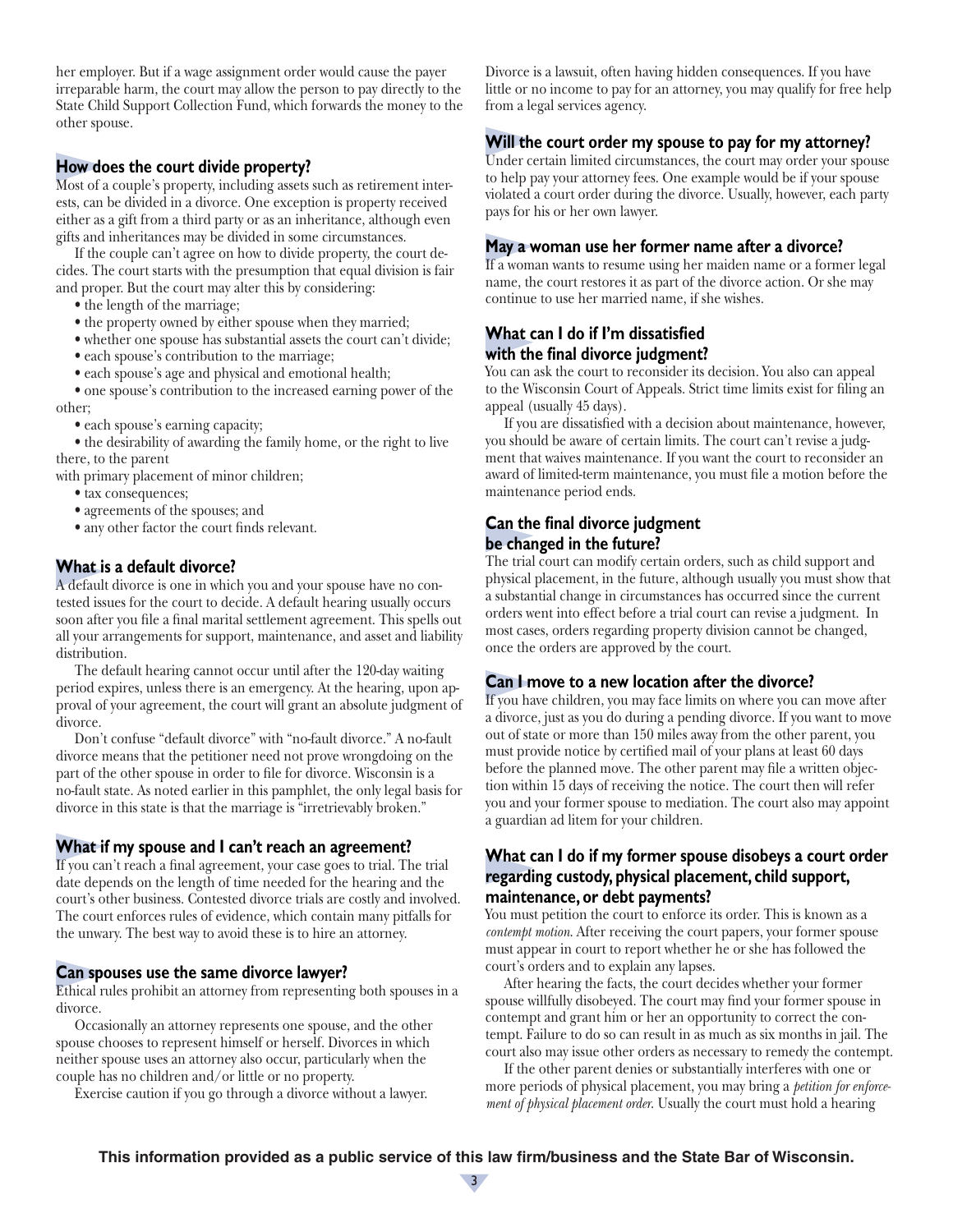her employer. But if a wage assignment order would cause the payer irreparable harm, the court may allow the person to pay directly to the State Child Support Collection Fund, which forwards the money to the other spouse.

## How does the court divide property?

Most of a couple's property, including assets such as retirement interests, can be divided in a divorce. One exception is property received either as a gift from a third party or as an inheritance, although even gifts and inheritances may be divided in some circumstances.

If the couple can't agree on how to divide property, the court decides. The court starts with the presumption that equal division is fair and proper. But the court may alter this by considering:

- the length of the marriage;
- the property owned by either spouse when they married;
- whether one spouse has substantial assets the court can't divide;
- each spouse's contribution to the marriage;
- each spouse's age and physical and emotional health;
- one spouse's contribution to the increased earning power of the other;
- each spouse's earning capacity;
- the desirability of awarding the family home, or the right to live there, to the parent with primary placement of minor children;
- tax consequences;
- agreements of the spouses; and
- any other factor the court finds relevant.

## What is a default divorce?

A default divorce is one in which you and your spouse have no contested issues for the court to decide. A default hearing usually occurs soon after you file a final marital settlement agreement. This spells out all your arrangements for support, maintenance, and asset and liability distribution.

The default hearing cannot occur until after the 120-day waiting period expires, unless there is an emergency. At the hearing, upon approval of your agreement, the court will grant an absolute judgment of divorce.

Don't confuse "default divorce" with "no-fault divorce." A no-fault divorce means that the petitioner need not prove wrongdoing on the part of the other spouse in order to file for divorce. Wisconsin is a no-fault state. As noted earlier in this pamphlet, the only legal basis for divorce in this state is that the marriage is "irretrievably broken."

## What if my spouse and I can't reach an agreement?

If you can't reach a final agreement, your case goes to trial. The trial date depends on the length of time needed for the hearing and the court's other business. Contested divorce trials are costly and involved. The court enforces rules of evidence, which contain many pitfalls for the unwary. The best way to avoid these is to hire an attorney.

## Can spouses use the same divorce lawyer?

Ethical rules prohibit an attorney from representing both spouses in a divorce.

Occasionally an attorney represents one spouse, and the other spouse chooses to represent himself or herself. Divorces in which neither spouse uses an attorney also occur, particularly when the couple has no children and/or little or no property.

Exercise caution if you go through a divorce without a lawyer. Divorce is a lawsuit, often having hidden consequences. If you have little or no income to pay for an attorney, you may qualify for free help from a legal services agency.

## Will the court order my spouse to pay for my attorney?

Under certain limited circumstances, the court may order your spouse to help pay your attorney fees. One example would be if your spouse violated a court order during the divorce. Usually, however, each party pays for his or her own lawyer.

## May a woman use her former name after a divorce?

If a woman wants to resume using her maiden name or a former legal name, the court restores it as part of the divorce action. Or she may continue to use her married name, if she wishes.

## What can I do if I'm dissatisfied with the final divorce judgment?

You can ask the court to reconsider its decision. You also can appeal to the Wisconsin Court of Appeals. Strict time limits exist for filing an appeal (usually 45 days).

If you are dissatisfied with a decision about maintenance, however, you should be aware of certain limits. The court can't revise a judgment that waives maintenance. If you want the court to reconsider an award of limited-term maintenance, you must file a motion before the maintenance period ends.

## Can the final divorce judgment be changed in the future?

The trial court can modify certain orders, such as child support and physical placement, in the future, although usually you must show that a substantial change in circumstances has occurred since the current orders went into effect before a trial court can revise a judgment. In most cases, orders regarding property division cannot be changed, once the orders are approved by the court.

## Can I move to a new location after the divorce?

If you have children, you may face limits on where you can move after a divorce, just as you do during a pending divorce. If you want to move out of state or more than 150 miles away from the other parent, you must provide notice by certified mail of your plans at least 60 days before the planned move. The other parent may file a written objection within 15 days of receiving the notice. The court then will refer you and your former spouse to mediation. The court also may appoint a guardian ad litem for your children.

## What can I do if my former spouse disobeys a court order regarding custody, physical placement, child support, maintenance, or debt payments?

You must petition the court to enforce its order. This is known as a *contempt motion*. After receiving the court papers, your former spouse must appear in court to report whether he or she has followed the court's orders and to explain any lapses.

After hearing the facts, the court decides whether your former spouse willfully disobeyed. The court may find your former spouse in contempt and grant him or her an opportunity to correct the contempt. Failure to do so can result in as much as six months in jail. The court also may issue other orders as necessary to remedy the contempt.

If the other parent denies or substantially interferes with one or more periods of physical placement, you may bring a *petition for enforcement of physical placement order*. Usually the court must hold a hearing

**This information provided as a public service of this law firm/business and the State Bar of Wisconsin.**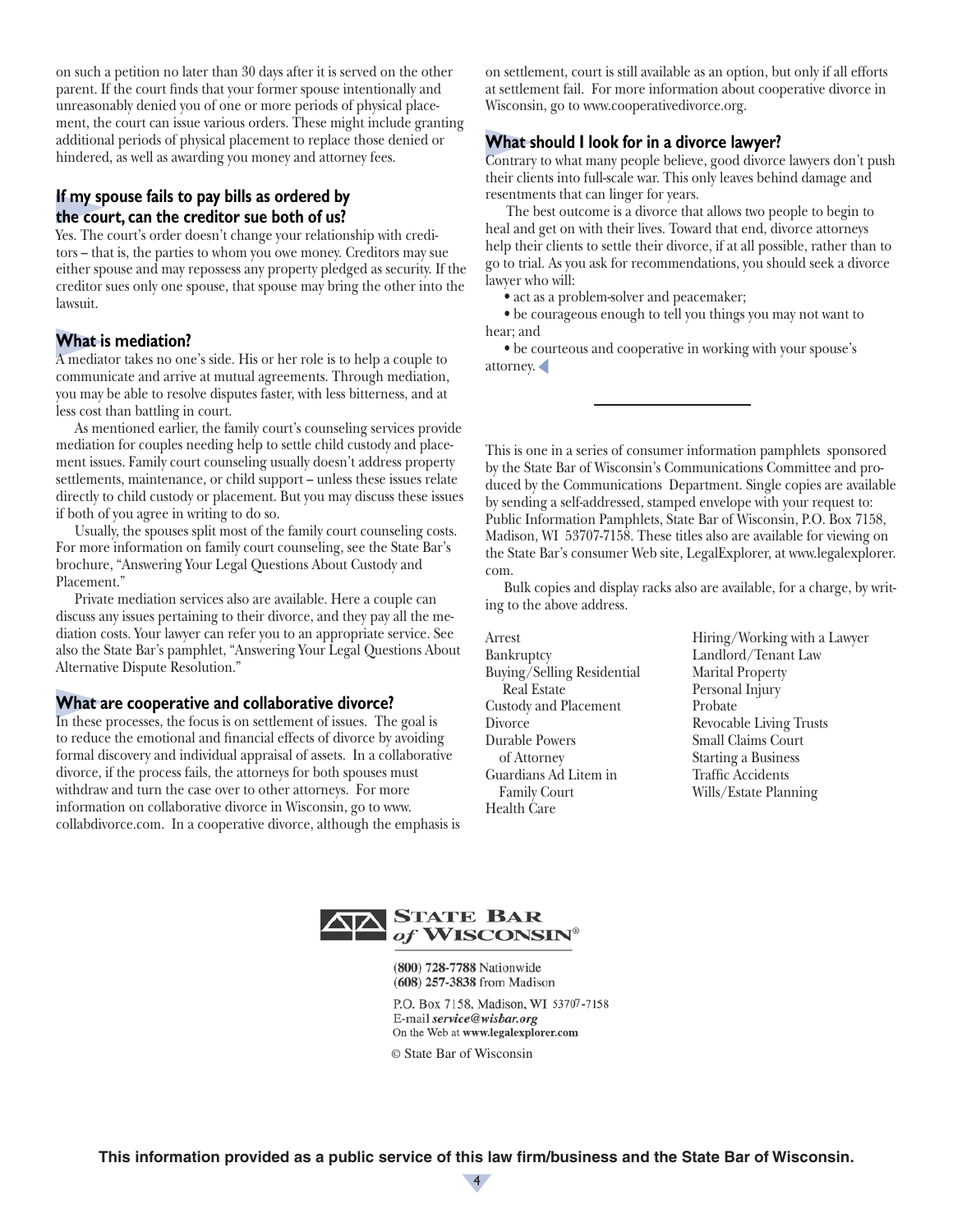on such a petition no later than 30 days after it is served on the other parent. If the court finds that your former spouse intentionally and unreasonably denied you of one or more periods of physical placement, the court can issue various orders. These might include granting additional periods of physical placement to replace those denied or hindered, as well as awarding you money and attorney fees.

## If my spouse fails to pay bills as ordered by the court, can the creditor sue both of us?

Yes. The court's order doesn't change your relationship with creditors – that is, the parties to whom you owe money. Creditors may sue either spouse and may repossess any property pledged as security. If the creditor sues only one spouse, that spouse may bring the other into the lawsuit.

## What is mediation?

A mediator takes no one's side. His or her role is to help a couple to communicate and arrive at mutual agreements. Through mediation, you may be able to resolve disputes faster, with less bitterness, and at less cost than battling in court.

As mentioned earlier, the family court's counseling services provide mediation for couples needing help to settle child custody and placement issues. Family court counseling usually doesn't address property settlements, maintenance, or child support – unless these issues relate directly to child custody or placement. But you may discuss these issues if both of you agree in writing to do so.

Usually, the spouses split most of the family court counseling costs. For more information on family court counseling, see the State Bar's brochure, "Answering Your Legal Questions About Custody and Placement."

Private mediation services also are available. Here a couple can discuss any issues pertaining to their divorce, and they pay all the mediation costs. Your lawyer can refer you to an appropriate service. See also the State Bar's pamphlet, "Answering Your Legal Questions About Alternative Dispute Resolution."

## What are cooperative and collaborative divorce?

In these processes, the focus is on settlement of issues. The goal is to reduce the emotional and financial effects of divorce by avoiding formal discovery and individual appraisal of assets. In a collaborative divorce, if the process fails, the attorneys for both spouses must withdraw and turn the case over to other attorneys. For more information on collaborative divorce in Wisconsin, go to www.collabdivorce.com. In a cooperative divorce, although the emphasis is on settlement, court is still available as an option, but only if all efforts at settlement fail. For more information about cooperative divorce in Wisconsin, go to www.cooperativedivorce.org.

## What should I look for in a divorce lawyer?

Contrary to what many people believe, good divorce lawyers don't push their clients into full-scale war. This only leaves behind damage and resentments that can linger for years.

The best outcome is a divorce that allows two people to begin to heal and get on with their lives. Toward that end, divorce attorneys help their clients to settle their divorce, if at all possible, rather than to go to trial. As you ask for recommendations, you should seek a divorce lawyer who will:

- act as a problem-solver and peacemaker;
- be courageous enough to tell you things you may not want to hear; and
- be courteous and cooperative in working with your spouse's attorney.

---

This is one in a series of consumer information pamphlets sponsored by the State Bar of Wisconsin's Communications Committee and produced by the Communications Department. Single copies are available by sending a self-addressed, stamped envelope with your request to: Public Information Pamphlets, State Bar of Wisconsin, P.O. Box 7158, Madison, WI 53707-7158. These titles also are available for viewing on the State Bar's consumer Web site, LegalExplorer, at www.legalexplorer.com.

Bulk copies and display racks also are available, for a charge, by writing to the above address.

Arrest
Bankruptcy
Buying/Selling Residential Real Estate
Custody and Placement
Divorce
Durable Powers of Attorney
Guardians Ad Litem in Family Court
Health Care
Hiring/Working with a Lawyer
Landlord/Tenant Law
Marital Property
Personal Injury
Probate
Revocable Living Trusts
Small Claims Court
Starting a Business
Traffic Accidents
Wills/Estate Planning

STATE BAR *of* WISCONSIN®

**(800) 728-7788** Nationwide
**(608) 257-3838** from Madison

P.O. Box 7158, Madison, WI 53707-7158
E-mail ***service@wisbar.org***
On the Web at **www.legalexplorer.com**

© State Bar of Wisconsin

**This information provided as a public service of this law firm/business and the State Bar of Wisconsin.**